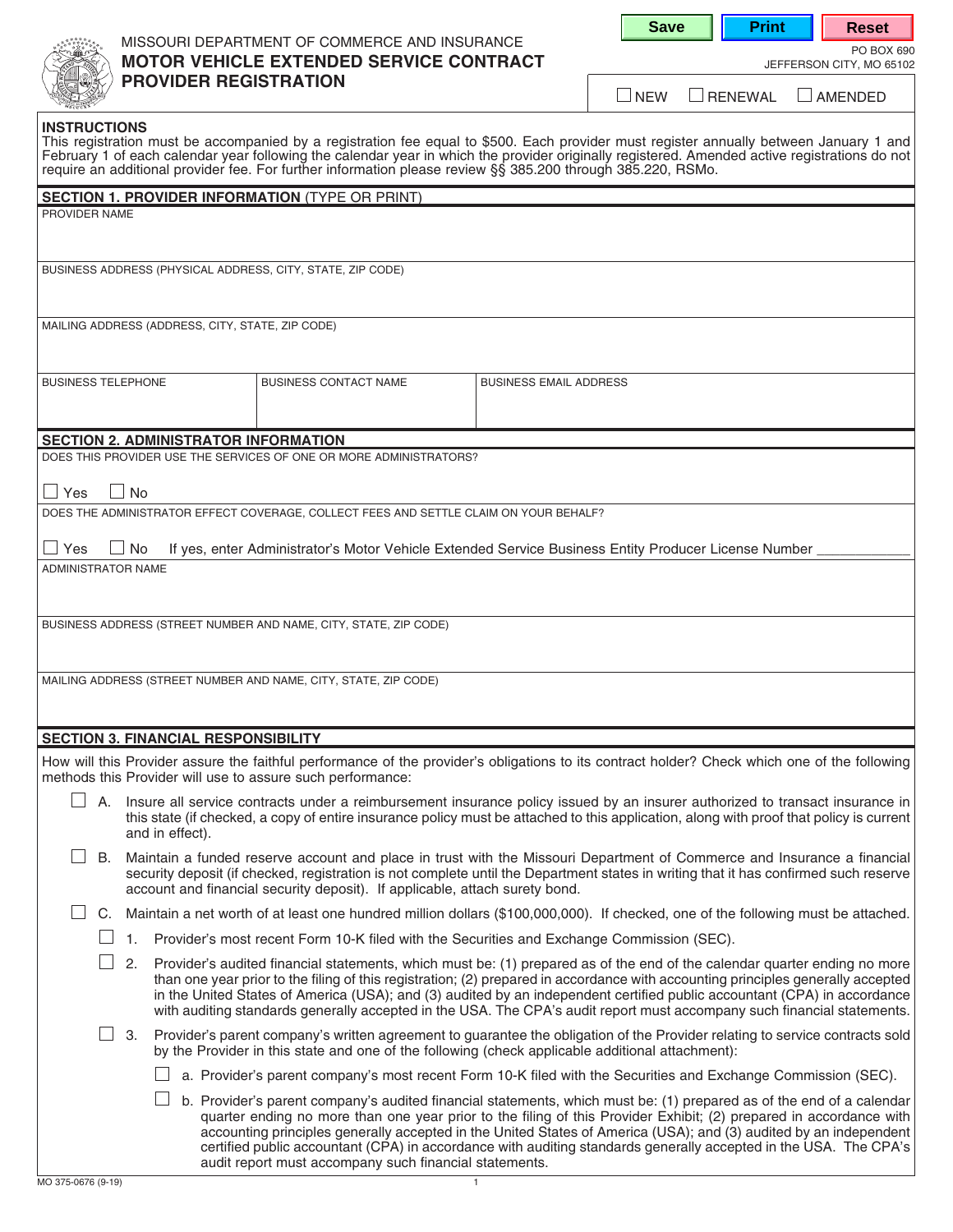MISSOURI DEPARTMENT OF COMMERCE AND INSURANCE

# MOTOR VEHICLE EXTENDED SERVICE CONTRACT PROVIDER REGISTRATION

PO BOX 690
JEFFERSON CITY, MO 65102

☐ NEW ☐ RENEWAL ☐ AMENDED

**INSTRUCTIONS**
This registration must be accompanied by a registration fee equal to $500. Each provider must register annually between January 1 and February 1 of each calendar year following the calendar year in which the provider originally registered. Amended active registrations do not require an additional provider fee. For further information please review §§ 385.200 through 385.220, RSMo.

## SECTION 1. PROVIDER INFORMATION (TYPE OR PRINT)

PROVIDER NAME

BUSINESS ADDRESS (PHYSICAL ADDRESS, CITY, STATE, ZIP CODE)

MAILING ADDRESS (ADDRESS, CITY, STATE, ZIP CODE)

| BUSINESS TELEPHONE | BUSINESS CONTACT NAME | BUSINESS EMAIL ADDRESS |
|---|---|---|
| | | |

## SECTION 2. ADMINISTRATOR INFORMATION

DOES THIS PROVIDER USE THE SERVICES OF ONE OR MORE ADMINISTRATORS?

☐ Yes ☐ No

DOES THE ADMINISTRATOR EFFECT COVERAGE, COLLECT FEES AND SETTLE CLAIM ON YOUR BEHALF?

☐ Yes ☐ No If yes, enter Administrator's Motor Vehicle Extended Service Business Entity Producer License Number ____________

ADMINISTRATOR NAME

BUSINESS ADDRESS (STREET NUMBER AND NAME, CITY, STATE, ZIP CODE)

MAILING ADDRESS (STREET NUMBER AND NAME, CITY, STATE, ZIP CODE)

## SECTION 3. FINANCIAL RESPONSIBILITY

How will this Provider assure the faithful performance of the provider's obligations to its contract holder? Check which one of the following methods this Provider will use to assure such performance:

☐ A. Insure all service contracts under a reimbursement insurance policy issued by an insurer authorized to transact insurance in this state (if checked, a copy of entire insurance policy must be attached to this application, along with proof that policy is current and in effect).

☐ B. Maintain a funded reserve account and place in trust with the Missouri Department of Commerce and Insurance a financial security deposit (if checked, registration is not complete until the Department states in writing that it has confirmed such reserve account and financial security deposit). If applicable, attach surety bond.

☐ C. Maintain a net worth of at least one hundred million dollars ($100,000,000). If checked, one of the following must be attached.

- ☐ 1. Provider's most recent Form 10-K filed with the Securities and Exchange Commission (SEC).
- ☐ 2. Provider's audited financial statements, which must be: (1) prepared as of the end of the calendar quarter ending no more than one year prior to the filing of this registration; (2) prepared in accordance with accounting principles generally accepted in the United States of America (USA); and (3) audited by an independent certified public accountant (CPA) in accordance with auditing standards generally accepted in the USA. The CPA's audit report must accompany such financial statements.
- ☐ 3. Provider's parent company's written agreement to guarantee the obligation of the Provider relating to service contracts sold by the Provider in this state and one of the following (check applicable additional attachment):
  - ☐ a. Provider's parent company's most recent Form 10-K filed with the Securities and Exchange Commission (SEC).
  - ☐ b. Provider's parent company's audited financial statements, which must be: (1) prepared as of the end of a calendar quarter ending no more than one year prior to the filing of this Provider Exhibit; (2) prepared in accordance with accounting principles generally accepted in the United States of America (USA); and (3) audited by an independent certified public accountant (CPA) in accordance with auditing standards generally accepted in the USA. The CPA's audit report must accompany such financial statements.

MO 375-0676 (9-19)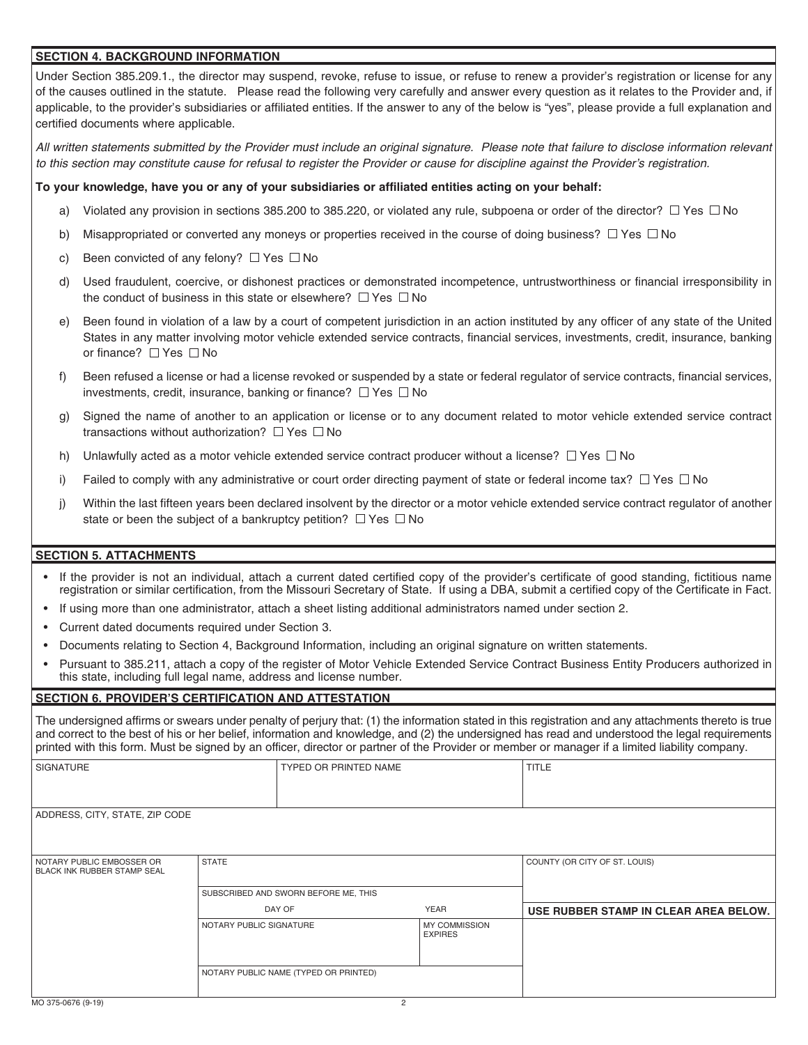## SECTION 4. BACKGROUND INFORMATION

Under Section 385.209.1., the director may suspend, revoke, refuse to issue, or refuse to renew a provider's registration or license for any of the causes outlined in the statute. Please read the following very carefully and answer every question as it relates to the Provider and, if applicable, to the provider's subsidiaries or affiliated entities. If the answer to any of the below is "yes", please provide a full explanation and certified documents where applicable.

*All written statements submitted by the Provider must include an original signature. Please note that failure to disclose information relevant to this section may constitute cause for refusal to register the Provider or cause for discipline against the Provider's registration.*

**To your knowledge, have you or any of your subsidiaries or affiliated entities acting on your behalf:**

a) Violated any provision in sections 385.200 to 385.220, or violated any rule, subpoena or order of the director? ☐ Yes ☐ No

b) Misappropriated or converted any moneys or properties received in the course of doing business? ☐ Yes ☐ No

c) Been convicted of any felony? ☐ Yes ☐ No

d) Used fraudulent, coercive, or dishonest practices or demonstrated incompetence, untrustworthiness or financial irresponsibility in the conduct of business in this state or elsewhere? ☐ Yes ☐ No

e) Been found in violation of a law by a court of competent jurisdiction in an action instituted by any officer of any state of the United States in any matter involving motor vehicle extended service contracts, financial services, investments, credit, insurance, banking or finance? ☐ Yes ☐ No

f) Been refused a license or had a license revoked or suspended by a state or federal regulator of service contracts, financial services, investments, credit, insurance, banking or finance? ☐ Yes ☐ No

g) Signed the name of another to an application or license or to any document related to motor vehicle extended service contract transactions without authorization? ☐ Yes ☐ No

h) Unlawfully acted as a motor vehicle extended service contract producer without a license? ☐ Yes ☐ No

i) Failed to comply with any administrative or court order directing payment of state or federal income tax? ☐ Yes ☐ No

j) Within the last fifteen years been declared insolvent by the director or a motor vehicle extended service contract regulator of another state or been the subject of a bankruptcy petition? ☐ Yes ☐ No

## SECTION 5. ATTACHMENTS

- If the provider is not an individual, attach a current dated certified copy of the provider's certificate of good standing, fictitious name registration or similar certification, from the Missouri Secretary of State. If using a DBA, submit a certified copy of the Certificate in Fact.
- If using more than one administrator, attach a sheet listing additional administrators named under section 2.
- Current dated documents required under Section 3.
- Documents relating to Section 4, Background Information, including an original signature on written statements.
- Pursuant to 385.211, attach a copy of the register of Motor Vehicle Extended Service Contract Business Entity Producers authorized in this state, including full legal name, address and license number.

## SECTION 6. PROVIDER'S CERTIFICATION AND ATTESTATION

The undersigned affirms or swears under penalty of perjury that: (1) the information stated in this registration and any attachments thereto is true and correct to the best of his or her belief, information and knowledge, and (2) the undersigned has read and understood the legal requirements printed with this form. Must be signed by an officer, director or partner of the Provider or member or manager if a limited liability company.

| SIGNATURE | TYPED OR PRINTED NAME | TITLE |
|---|---|---|
| | | |

| ADDRESS, CITY, STATE, ZIP CODE |
|---|
| |

| NOTARY PUBLIC EMBOSSER OR BLACK INK RUBBER STAMP SEAL | STATE | | COUNTY (OR CITY OF ST. LOUIS) |
|---|---|---|---|
| | SUBSCRIBED AND SWORN BEFORE ME, THIS | | |
| | DAY OF | YEAR | USE RUBBER STAMP IN CLEAR AREA BELOW. |
| | NOTARY PUBLIC SIGNATURE | MY COMMISSION EXPIRES | |
| | NOTARY PUBLIC NAME (TYPED OR PRINTED) | | |

MO 375-0676 (9-19)